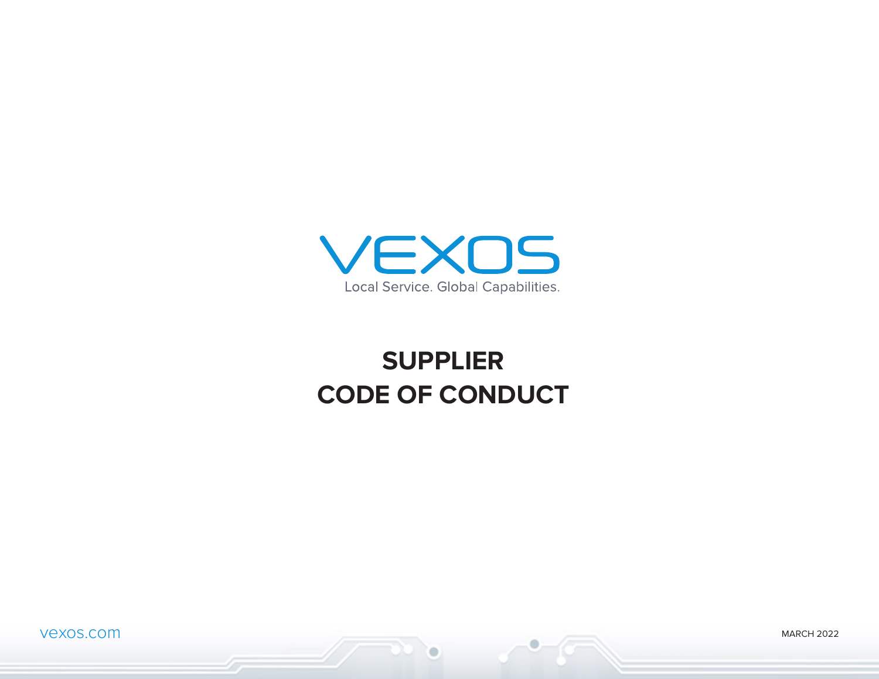VEXOS

Local Service. Global Capabilities.

# SUPPLIER CODE OF CONDUCT

vexos.com

MARCH 2022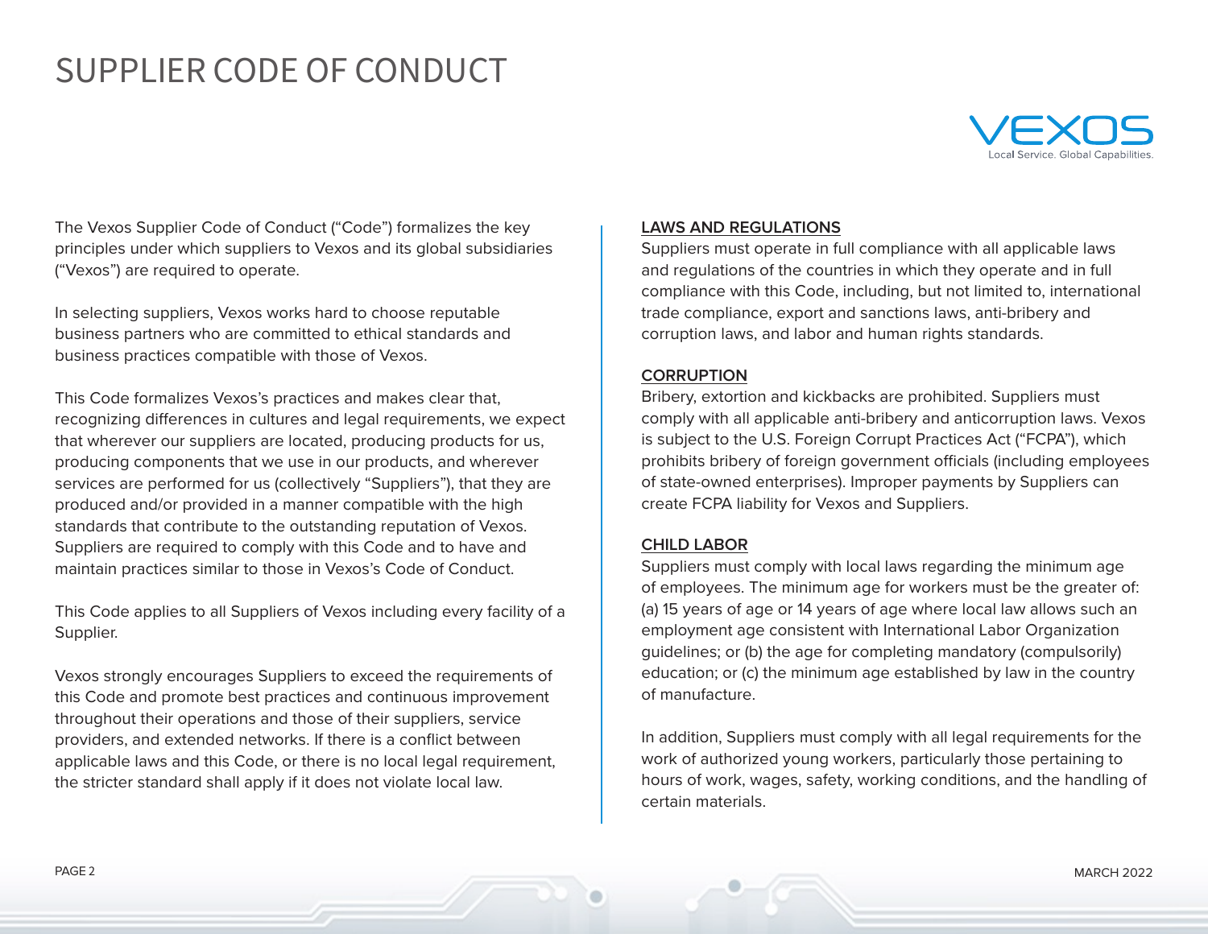# SUPPLIER CODE OF CONDUCT

The Vexos Supplier Code of Conduct ("Code") formalizes the key principles under which suppliers to Vexos and its global subsidiaries ("Vexos") are required to operate.

In selecting suppliers, Vexos works hard to choose reputable business partners who are committed to ethical standards and business practices compatible with those of Vexos.

This Code formalizes Vexos's practices and makes clear that, recognizing differences in cultures and legal requirements, we expect that wherever our suppliers are located, producing products for us, producing components that we use in our products, and wherever services are performed for us (collectively "Suppliers"), that they are produced and/or provided in a manner compatible with the high standards that contribute to the outstanding reputation of Vexos. Suppliers are required to comply with this Code and to have and maintain practices similar to those in Vexos's Code of Conduct.

This Code applies to all Suppliers of Vexos including every facility of a Supplier.

Vexos strongly encourages Suppliers to exceed the requirements of this Code and promote best practices and continuous improvement throughout their operations and those of their suppliers, service providers, and extended networks. If there is a conflict between applicable laws and this Code, or there is no local legal requirement, the stricter standard shall apply if it does not violate local law.

## LAWS AND REGULATIONS

Suppliers must operate in full compliance with all applicable laws and regulations of the countries in which they operate and in full compliance with this Code, including, but not limited to, international trade compliance, export and sanctions laws, anti-bribery and corruption laws, and labor and human rights standards.

## CORRUPTION

Bribery, extortion and kickbacks are prohibited. Suppliers must comply with all applicable anti-bribery and anticorruption laws. Vexos is subject to the U.S. Foreign Corrupt Practices Act ("FCPA"), which prohibits bribery of foreign government officials (including employees of state-owned enterprises). Improper payments by Suppliers can create FCPA liability for Vexos and Suppliers.

## CHILD LABOR

Suppliers must comply with local laws regarding the minimum age of employees. The minimum age for workers must be the greater of: (a) 15 years of age or 14 years of age where local law allows such an employment age consistent with International Labor Organization guidelines; or (b) the age for completing mandatory (compulsorily) education; or (c) the minimum age established by law in the country of manufacture.

In addition, Suppliers must comply with all legal requirements for the work of authorized young workers, particularly those pertaining to hours of work, wages, safety, working conditions, and the handling of certain materials.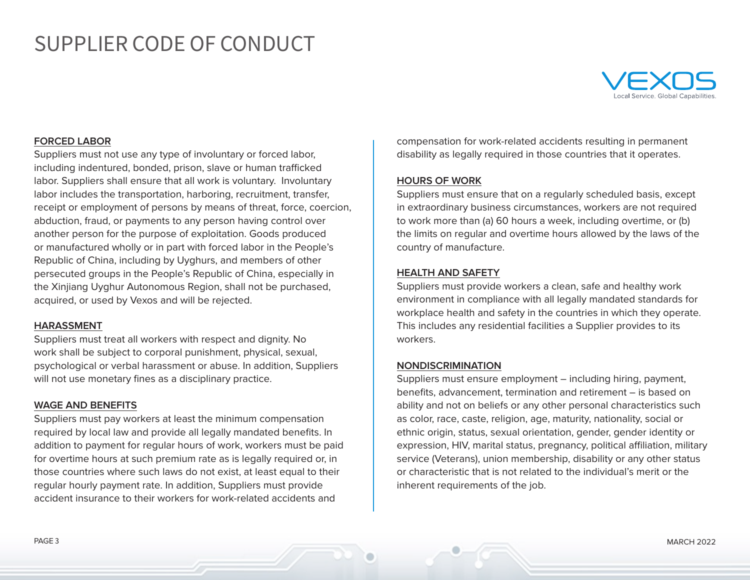# SUPPLIER CODE OF CONDUCT

**FORCED LABOR**

Suppliers must not use any type of involuntary or forced labor, including indentured, bonded, prison, slave or human trafficked labor. Suppliers shall ensure that all work is voluntary. Involuntary labor includes the transportation, harboring, recruitment, transfer, receipt or employment of persons by means of threat, force, coercion, abduction, fraud, or payments to any person having control over another person for the purpose of exploitation. Goods produced or manufactured wholly or in part with forced labor in the People's Republic of China, including by Uyghurs, and members of other persecuted groups in the People's Republic of China, especially in the Xinjiang Uyghur Autonomous Region, shall not be purchased, acquired, or used by Vexos and will be rejected.

**HARASSMENT**

Suppliers must treat all workers with respect and dignity. No work shall be subject to corporal punishment, physical, sexual, psychological or verbal harassment or abuse. In addition, Suppliers will not use monetary fines as a disciplinary practice.

**WAGE AND BENEFITS**

Suppliers must pay workers at least the minimum compensation required by local law and provide all legally mandated benefits. In addition to payment for regular hours of work, workers must be paid for overtime hours at such premium rate as is legally required or, in those countries where such laws do not exist, at least equal to their regular hourly payment rate. In addition, Suppliers must provide accident insurance to their workers for work-related accidents and compensation for work-related accidents resulting in permanent disability as legally required in those countries that it operates.

**HOURS OF WORK**

Suppliers must ensure that on a regularly scheduled basis, except in extraordinary business circumstances, workers are not required to work more than (a) 60 hours a week, including overtime, or (b) the limits on regular and overtime hours allowed by the laws of the country of manufacture.

**HEALTH AND SAFETY**

Suppliers must provide workers a clean, safe and healthy work environment in compliance with all legally mandated standards for workplace health and safety in the countries in which they operate. This includes any residential facilities a Supplier provides to its workers.

**NONDISCRIMINATION**

Suppliers must ensure employment – including hiring, payment, benefits, advancement, termination and retirement – is based on ability and not on beliefs or any other personal characteristics such as color, race, caste, religion, age, maturity, nationality, social or ethnic origin, status, sexual orientation, gender, gender identity or expression, HIV, marital status, pregnancy, political affiliation, military service (Veterans), union membership, disability or any other status or characteristic that is not related to the individual's merit or the inherent requirements of the job.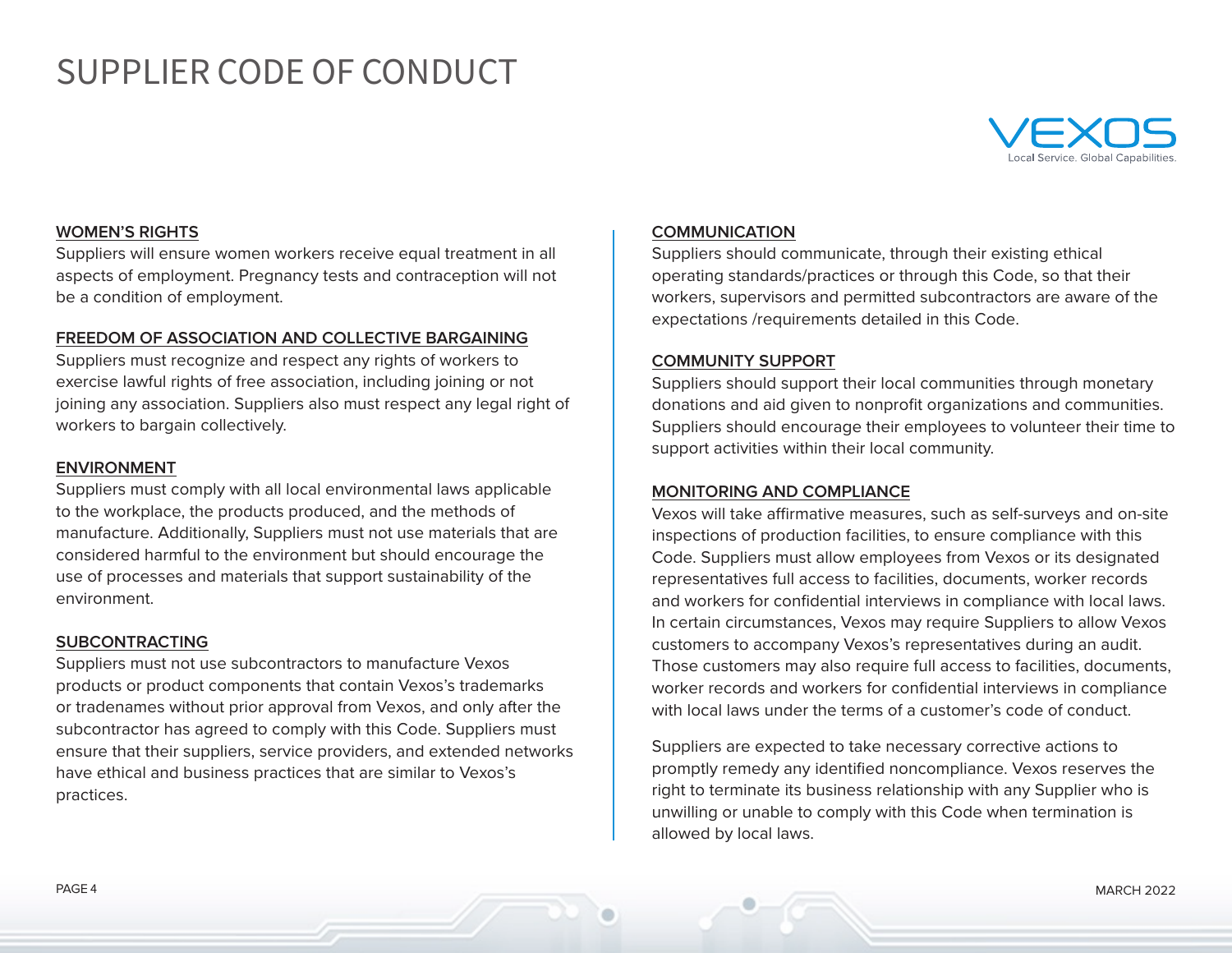# SUPPLIER CODE OF CONDUCT

### WOMEN'S RIGHTS

Suppliers will ensure women workers receive equal treatment in all aspects of employment. Pregnancy tests and contraception will not be a condition of employment.

### FREEDOM OF ASSOCIATION AND COLLECTIVE BARGAINING

Suppliers must recognize and respect any rights of workers to exercise lawful rights of free association, including joining or not joining any association. Suppliers also must respect any legal right of workers to bargain collectively.

### ENVIRONMENT

Suppliers must comply with all local environmental laws applicable to the workplace, the products produced, and the methods of manufacture. Additionally, Suppliers must not use materials that are considered harmful to the environment but should encourage the use of processes and materials that support sustainability of the environment.

### SUBCONTRACTING

Suppliers must not use subcontractors to manufacture Vexos products or product components that contain Vexos's trademarks or tradenames without prior approval from Vexos, and only after the subcontractor has agreed to comply with this Code. Suppliers must ensure that their suppliers, service providers, and extended networks have ethical and business practices that are similar to Vexos's practices.

### COMMUNICATION

Suppliers should communicate, through their existing ethical operating standards/practices or through this Code, so that their workers, supervisors and permitted subcontractors are aware of the expectations /requirements detailed in this Code.

### COMMUNITY SUPPORT

Suppliers should support their local communities through monetary donations and aid given to nonprofit organizations and communities. Suppliers should encourage their employees to volunteer their time to support activities within their local community.

### MONITORING AND COMPLIANCE

Vexos will take affirmative measures, such as self-surveys and on-site inspections of production facilities, to ensure compliance with this Code. Suppliers must allow employees from Vexos or its designated representatives full access to facilities, documents, worker records and workers for confidential interviews in compliance with local laws. In certain circumstances, Vexos may require Suppliers to allow Vexos customers to accompany Vexos's representatives during an audit. Those customers may also require full access to facilities, documents, worker records and workers for confidential interviews in compliance with local laws under the terms of a customer's code of conduct.

Suppliers are expected to take necessary corrective actions to promptly remedy any identified noncompliance. Vexos reserves the right to terminate its business relationship with any Supplier who is unwilling or unable to comply with this Code when termination is allowed by local laws.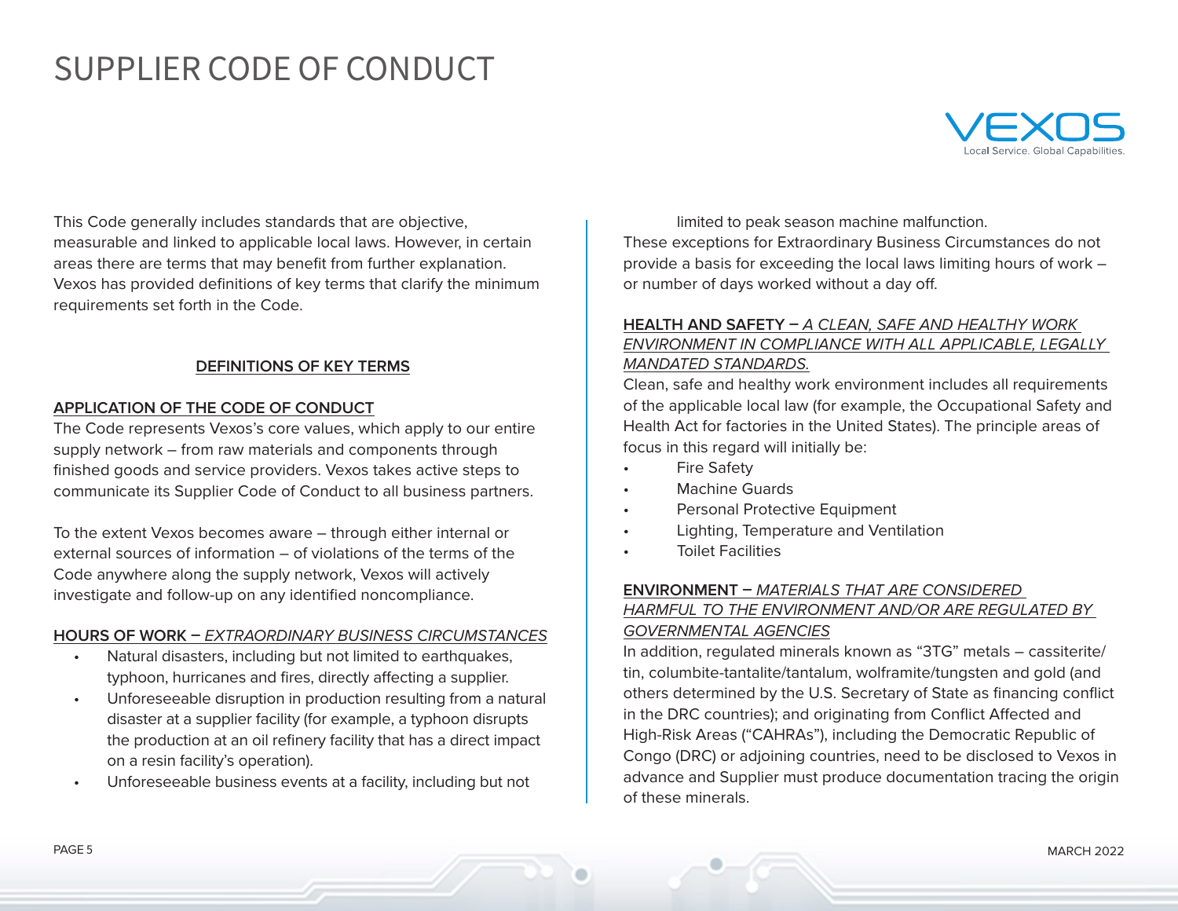# SUPPLIER CODE OF CONDUCT

This Code generally includes standards that are objective, measurable and linked to applicable local laws. However, in certain areas there are terms that may benefit from further explanation. Vexos has provided definitions of key terms that clarify the minimum requirements set forth in the Code.

## DEFINITIONS OF KEY TERMS

### APPLICATION OF THE CODE OF CONDUCT

The Code represents Vexos's core values, which apply to our entire supply network – from raw materials and components through finished goods and service providers. Vexos takes active steps to communicate its Supplier Code of Conduct to all business partners.

To the extent Vexos becomes aware – through either internal or external sources of information – of violations of the terms of the Code anywhere along the supply network, Vexos will actively investigate and follow-up on any identified noncompliance.

### HOURS OF WORK – *EXTRAORDINARY BUSINESS CIRCUMSTANCES*

- Natural disasters, including but not limited to earthquakes, typhoon, hurricanes and fires, directly affecting a supplier.
- Unforeseeable disruption in production resulting from a natural disaster at a supplier facility (for example, a typhoon disrupts the production at an oil refinery facility that has a direct impact on a resin facility's operation).
- Unforeseeable business events at a facility, including but not limited to peak season machine malfunction.

These exceptions for Extraordinary Business Circumstances do not provide a basis for exceeding the local laws limiting hours of work – or number of days worked without a day off.

### HEALTH AND SAFETY – *A CLEAN, SAFE AND HEALTHY WORK ENVIRONMENT IN COMPLIANCE WITH ALL APPLICABLE, LEGALLY MANDATED STANDARDS.*

Clean, safe and healthy work environment includes all requirements of the applicable local law (for example, the Occupational Safety and Health Act for factories in the United States). The principle areas of focus in this regard will initially be:

- Fire Safety
- Machine Guards
- Personal Protective Equipment
- Lighting, Temperature and Ventilation
- Toilet Facilities

### ENVIRONMENT – *MATERIALS THAT ARE CONSIDERED HARMFUL TO THE ENVIRONMENT AND/OR ARE REGULATED BY GOVERNMENTAL AGENCIES*

In addition, regulated minerals known as "3TG" metals – cassiterite/tin, columbite-tantalite/tantalum, wolframite/tungsten and gold (and others determined by the U.S. Secretary of State as financing conflict in the DRC countries); and originating from Conflict Affected and High-Risk Areas ("CAHRAs"), including the Democratic Republic of Congo (DRC) or adjoining countries, need to be disclosed to Vexos in advance and Supplier must produce documentation tracing the origin of these minerals.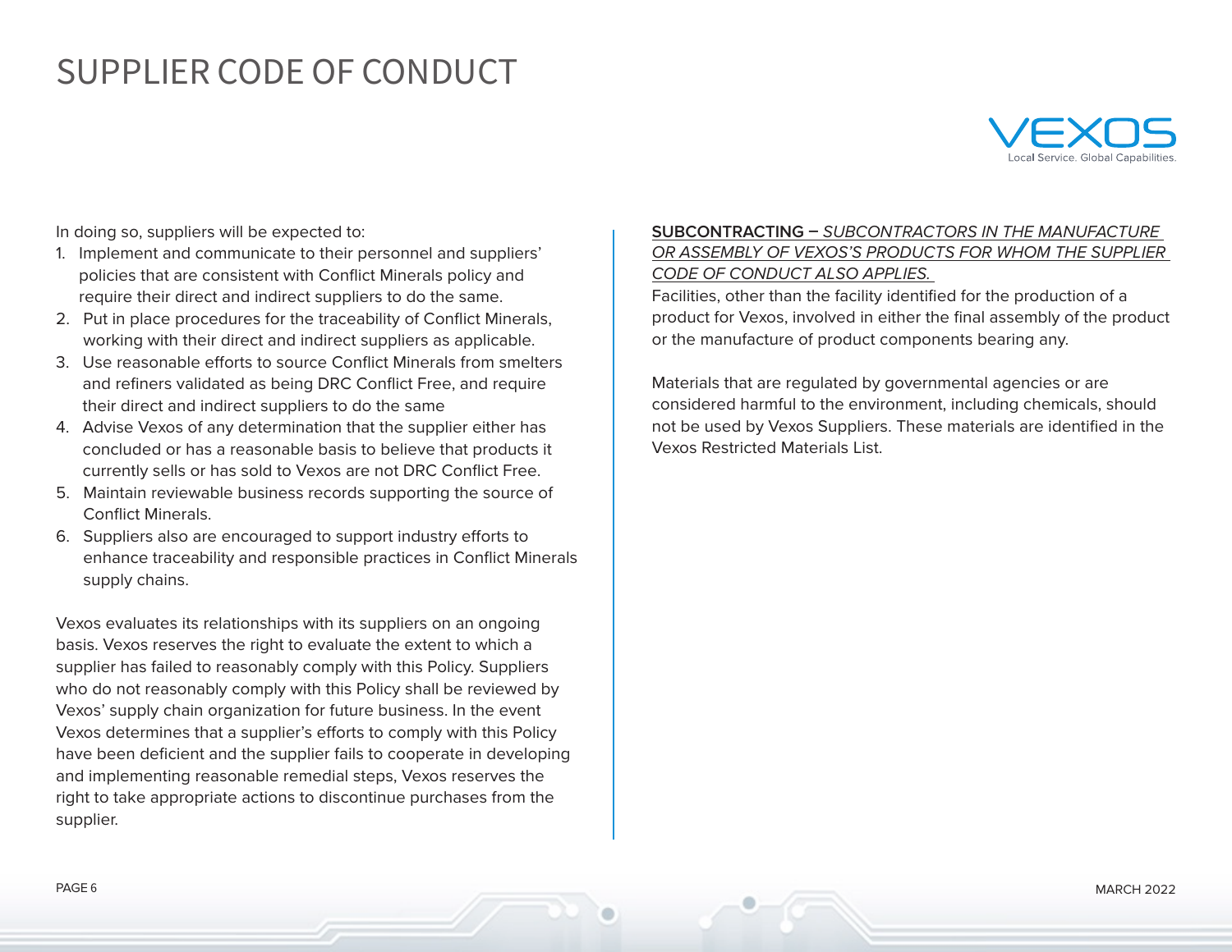# SUPPLIER CODE OF CONDUCT

In doing so, suppliers will be expected to:

1. Implement and communicate to their personnel and suppliers' policies that are consistent with Conflict Minerals policy and require their direct and indirect suppliers to do the same.
2. Put in place procedures for the traceability of Conflict Minerals, working with their direct and indirect suppliers as applicable.
3. Use reasonable efforts to source Conflict Minerals from smelters and refiners validated as being DRC Conflict Free, and require their direct and indirect suppliers to do the same
4. Advise Vexos of any determination that the supplier either has concluded or has a reasonable basis to believe that products it currently sells or has sold to Vexos are not DRC Conflict Free.
5. Maintain reviewable business records supporting the source of Conflict Minerals.
6. Suppliers also are encouraged to support industry efforts to enhance traceability and responsible practices in Conflict Minerals supply chains.

Vexos evaluates its relationships with its suppliers on an ongoing basis. Vexos reserves the right to evaluate the extent to which a supplier has failed to reasonably comply with this Policy. Suppliers who do not reasonably comply with this Policy shall be reviewed by Vexos' supply chain organization for future business. In the event Vexos determines that a supplier's efforts to comply with this Policy have been deficient and the supplier fails to cooperate in developing and implementing reasonable remedial steps, Vexos reserves the right to take appropriate actions to discontinue purchases from the supplier.

**SUBCONTRACTING –** *SUBCONTRACTORS IN THE MANUFACTURE OR ASSEMBLY OF VEXOS'S PRODUCTS FOR WHOM THE SUPPLIER CODE OF CONDUCT ALSO APPLIES.*

Facilities, other than the facility identified for the production of a product for Vexos, involved in either the final assembly of the product or the manufacture of product components bearing any.

Materials that are regulated by governmental agencies or are considered harmful to the environment, including chemicals, should not be used by Vexos Suppliers. These materials are identified in the Vexos Restricted Materials List.

MARCH 2022